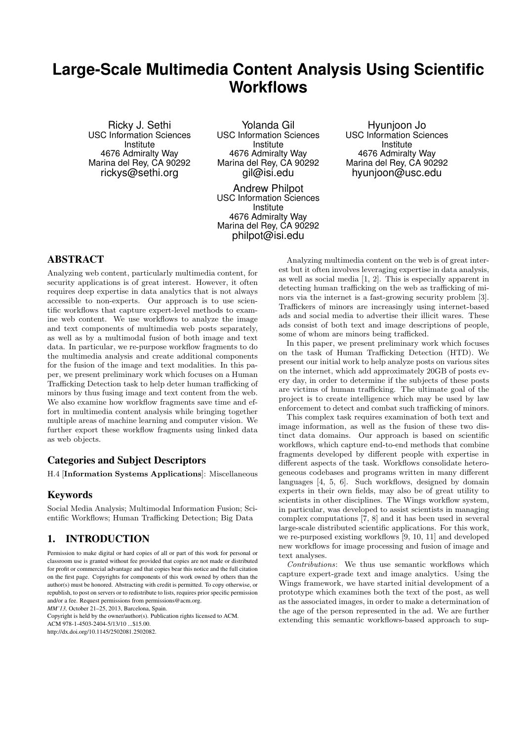# Large-Scale Multimedia Content Analysis Using Scientific Workflows

Ricky J. Sethi
USC Information Sciences Institute
4676 Admiralty Way
Marina del Rey, CA 90292
rickys@sethi.org

Yolanda Gil
USC Information Sciences Institute
4676 Admiralty Way
Marina del Rey, CA 90292
gil@isi.edu

Hyunjoon Jo
USC Information Sciences Institute
4676 Admiralty Way
Marina del Rey, CA 90292
hyunjoon@usc.edu

Andrew Philpot
USC Information Sciences Institute
4676 Admiralty Way
Marina del Rey, CA 90292
philpot@isi.edu

## ABSTRACT

Analyzing web content, particularly multimedia content, for security applications is of great interest. However, it often requires deep expertise in data analytics that is not always accessible to non-experts. Our approach is to use scientific workflows that capture expert-level methods to examine web content. We use workflows to analyze the image and text components of multimedia web posts separately, as well as by a multimodal fusion of both image and text data. In particular, we re-purpose workflow fragments to do the multimedia analysis and create additional components for the fusion of the image and text modalities. In this paper, we present preliminary work which focuses on a Human Trafficking Detection task to help deter human trafficking of minors by thus fusing image and text content from the web. We also examine how workflow fragments save time and effort in multimedia content analysis while bringing together multiple areas of machine learning and computer vision. We further export these workflow fragments using linked data as web objects.

### Categories and Subject Descriptors

H.4 [**Information Systems Applications**]: Miscellaneous

### Keywords

Social Media Analysis; Multimodal Information Fusion; Scientific Workflows; Human Trafficking Detection; Big Data

## 1. INTRODUCTION

Permission to make digital or hard copies of all or part of this work for personal or classroom use is granted without fee provided that copies are not made or distributed for profit or commercial advantage and that copies bear this notice and the full citation on the first page. Copyrights for components of this work owned by others than the author(s) must be honored. Abstracting with credit is permitted. To copy otherwise, or republish, to post on servers or to redistribute to lists, requires prior specific permission and/or a fee. Request permissions from permissions@acm.org.
*MM'13,* October 21–25, 2013, Barcelona, Spain.
Copyright is held by the owner/author(s). Publication rights licensed to ACM.
ACM 978-1-4503-2404-5/13/10 ...$15.00.
http://dx.doi.org/10.1145/2502081.2502082.

Analyzing multimedia content on the web is of great interest but it often involves leveraging expertise in data analysis, as well as social media [1, 2]. This is especially apparent in detecting human trafficking on the web as trafficking of minors via the internet is a fast-growing security problem [3]. Traffickers of minors are increasingly using internet-based ads and social media to advertise their illicit wares. These ads consist of both text and image descriptions of people, some of whom are minors being trafficked.

In this paper, we present preliminary work which focuses on the task of Human Trafficking Detection (HTD). We present our initial work to help analyze posts on various sites on the internet, which add approximately 20GB of posts every day, in order to determine if the subjects of these posts are victims of human trafficking. The ultimate goal of the project is to create intelligence which may be used by law enforcement to detect and combat such trafficking of minors.

This complex task requires examination of both text and image information, as well as the fusion of these two distinct data domains. Our approach is based on scientific workflows, which capture end-to-end methods that combine fragments developed by different people with expertise in different aspects of the task. Workflows consolidate heterogeneous codebases and programs written in many different languages [4, 5, 6]. Such workflows, designed by domain experts in their own fields, may also be of great utility to scientists in other disciplines. The Wings workflow system, in particular, was developed to assist scientists in managing complex computations [7, 8] and it has been used in several large-scale distributed scientific applications. For this work, we re-purposed existing workflows [9, 10, 11] and developed new workflows for image processing and fusion of image and text analyses.

*Contributions*: We thus use semantic workflows which capture expert-grade text and image analytics. Using the Wings framework, we have started initial development of a prototype which examines both the text of the post, as well as the associated images, in order to make a determination of the age of the person represented in the ad. We are further extending this semantic workflows-based approach to sup-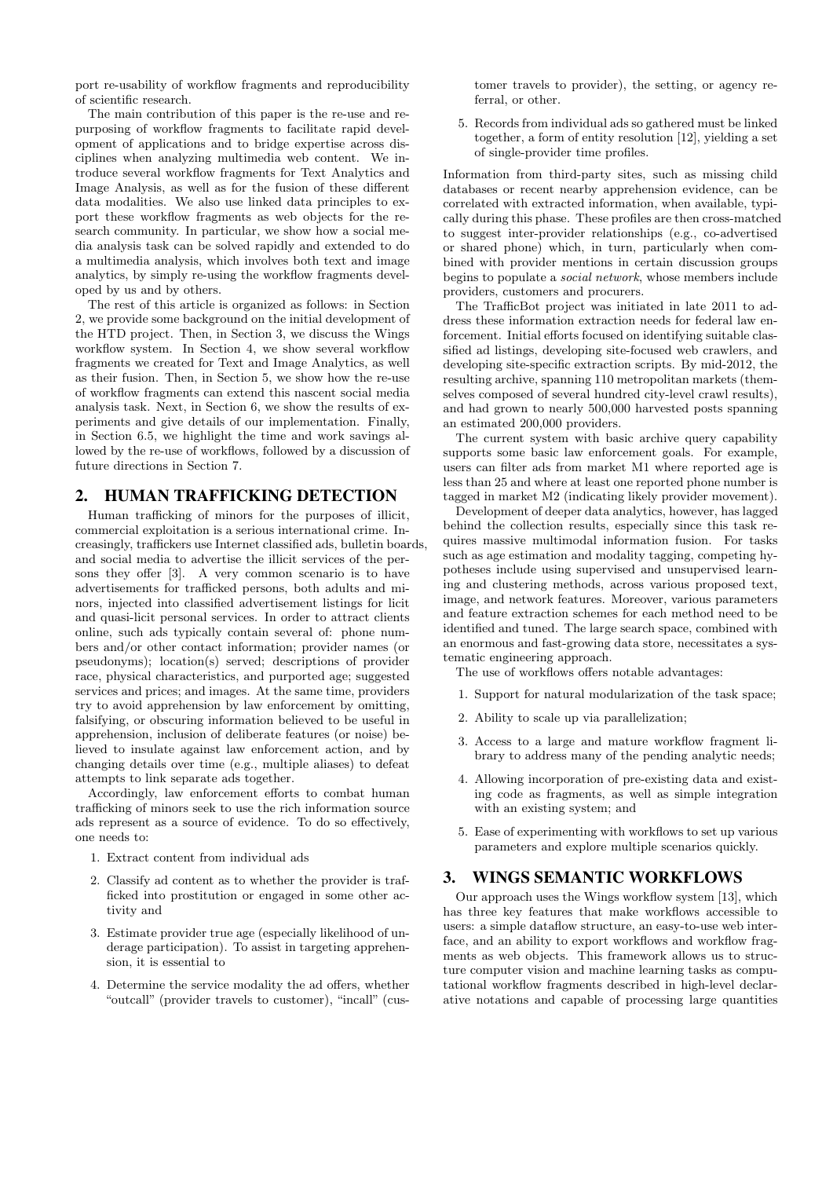port re-usability of workflow fragments and reproducibility of scientific research.

The main contribution of this paper is the re-use and repurposing of workflow fragments to facilitate rapid development of applications and to bridge expertise across disciplines when analyzing multimedia web content. We introduce several workflow fragments for Text Analytics and Image Analysis, as well as for the fusion of these different data modalities. We also use linked data principles to export these workflow fragments as web objects for the research community. In particular, we show how a social media analysis task can be solved rapidly and extended to do a multimedia analysis, which involves both text and image analytics, by simply re-using the workflow fragments developed by us and by others.

The rest of this article is organized as follows: in Section 2, we provide some background on the initial development of the HTD project. Then, in Section 3, we discuss the Wings workflow system. In Section 4, we show several workflow fragments we created for Text and Image Analytics, as well as their fusion. Then, in Section 5, we show how the re-use of workflow fragments can extend this nascent social media analysis task. Next, in Section 6, we show the results of experiments and give details of our implementation. Finally, in Section 6.5, we highlight the time and work savings allowed by the re-use of workflows, followed by a discussion of future directions in Section 7.

## 2. HUMAN TRAFFICKING DETECTION

Human trafficking of minors for the purposes of illicit, commercial exploitation is a serious international crime. Increasingly, traffickers use Internet classified ads, bulletin boards, and social media to advertise the illicit services of the persons they offer [3]. A very common scenario is to have advertisements for trafficked persons, both adults and minors, injected into classified advertisement listings for licit and quasi-licit personal services. In order to attract clients online, such ads typically contain several of: phone numbers and/or other contact information; provider names (or pseudonyms); location(s) served; descriptions of provider race, physical characteristics, and purported age; suggested services and prices; and images. At the same time, providers try to avoid apprehension by law enforcement by omitting, falsifying, or obscuring information believed to be useful in apprehension, inclusion of deliberate features (or noise) believed to insulate against law enforcement action, and by changing details over time (e.g., multiple aliases) to defeat attempts to link separate ads together.

Accordingly, law enforcement efforts to combat human trafficking of minors seek to use the rich information source ads represent as a source of evidence. To do so effectively, one needs to:

1. Extract content from individual ads
2. Classify ad content as to whether the provider is trafficked into prostitution or engaged in some other activity and
3. Estimate provider true age (especially likelihood of underage participation). To assist in targeting apprehension, it is essential to
4. Determine the service modality the ad offers, whether "outcall" (provider travels to customer), "incall" (customer travels to provider), the setting, or agency referral, or other.
5. Records from individual ads so gathered must be linked together, a form of entity resolution [12], yielding a set of single-provider time profiles.

Information from third-party sites, such as missing child databases or recent nearby apprehension evidence, can be correlated with extracted information, when available, typically during this phase. These profiles are then cross-matched to suggest inter-provider relationships (e.g., co-advertised or shared phone) which, in turn, particularly when combined with provider mentions in certain discussion groups begins to populate a *social network*, whose members include providers, customers and procurers.

The TrafficBot project was initiated in late 2011 to address these information extraction needs for federal law enforcement. Initial efforts focused on identifying suitable classified ad listings, developing site-focused web crawlers, and developing site-specific extraction scripts. By mid-2012, the resulting archive, spanning 110 metropolitan markets (themselves composed of several hundred city-level crawl results), and had grown to nearly 500,000 harvested posts spanning an estimated 200,000 providers.

The current system with basic archive query capability supports some basic law enforcement goals. For example, users can filter ads from market M1 where reported age is less than 25 and where at least one reported phone number is tagged in market M2 (indicating likely provider movement).

Development of deeper data analytics, however, has lagged behind the collection results, especially since this task requires massive multimodal information fusion. For tasks such as age estimation and modality tagging, competing hypotheses include using supervised and unsupervised learning and clustering methods, across various proposed text, image, and network features. Moreover, various parameters and feature extraction schemes for each method need to be identified and tuned. The large search space, combined with an enormous and fast-growing data store, necessitates a systematic engineering approach.

The use of workflows offers notable advantages:

1. Support for natural modularization of the task space;
2. Ability to scale up via parallelization;
3. Access to a large and mature workflow fragment library to address many of the pending analytic needs;
4. Allowing incorporation of pre-existing data and existing code as fragments, as well as simple integration with an existing system; and
5. Ease of experimenting with workflows to set up various parameters and explore multiple scenarios quickly.

## 3. WINGS SEMANTIC WORKFLOWS

Our approach uses the Wings workflow system [13], which has three key features that make workflows accessible to users: a simple dataflow structure, an easy-to-use web interface, and an ability to export workflows and workflow fragments as web objects. This framework allows us to structure computer vision and machine learning tasks as computational workflow fragments described in high-level declarative notations and capable of processing large quantities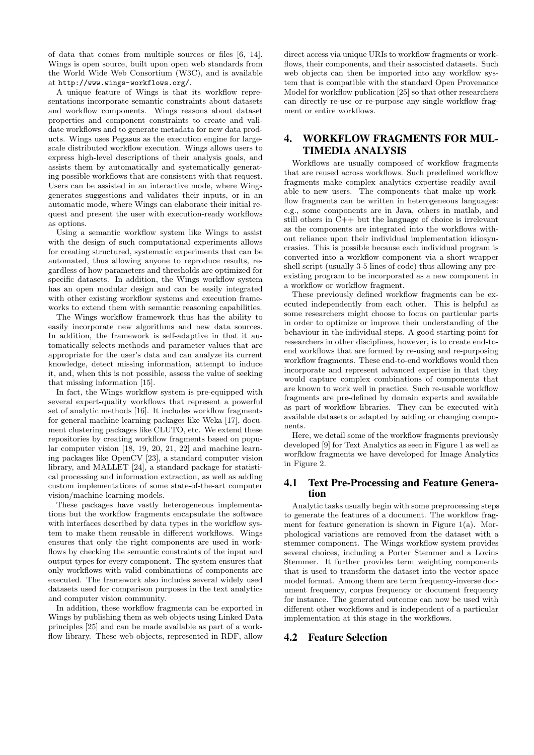of data that comes from multiple sources or files [6, 14]. Wings is open source, built upon open web standards from the World Wide Web Consortium (W3C), and is available at http://www.wings-workflows.org/.

A unique feature of Wings is that its workflow representations incorporate semantic constraints about datasets and workflow components. Wings reasons about dataset properties and component constraints to create and validate workflows and to generate metadata for new data products. Wings uses Pegasus as the execution engine for large-scale distributed workflow execution. Wings allows users to express high-level descriptions of their analysis goals, and assists them by automatically and systematically generating possible workflows that are consistent with that request. Users can be assisted in an interactive mode, where Wings generates suggestions and validates their inputs, or in an automatic mode, where Wings can elaborate their initial request and present the user with execution-ready workflows as options.

Using a semantic workflow system like Wings to assist with the design of such computational experiments allows for creating structured, systematic experiments that can be automated, thus allowing anyone to reproduce results, regardless of how parameters and thresholds are optimized for specific datasets. In addition, the Wings workflow system has an open modular design and can be easily integrated with other existing workflow systems and execution frameworks to extend them with semantic reasoning capabilities.

The Wings workflow framework thus has the ability to easily incorporate new algorithms and new data sources. In addition, the framework is self-adaptive in that it automatically selects methods and parameter values that are appropriate for the user's data and can analyze its current knowledge, detect missing information, attempt to induce it, and, when this is not possible, assess the value of seeking that missing information [15].

In fact, the Wings workflow system is pre-equipped with several expert-quality workflows that represent a powerful set of analytic methods [16]. It includes workflow fragments for general machine learning packages like Weka [17], document clustering packages like CLUTO, etc. We extend these repositories by creating workflow fragments based on popular computer vision [18, 19, 20, 21, 22] and machine learning packages like OpenCV [23], a standard computer vision library, and MALLET [24], a standard package for statistical processing and information extraction, as well as adding custom implementations of some state-of-the-art computer vision/machine learning models.

These packages have vastly heterogeneous implementations but the workflow fragments encapsulate the software with interfaces described by data types in the workflow system to make them reusable in different workflows. Wings ensures that only the right components are used in workflows by checking the semantic constraints of the input and output types for every component. The system ensures that only workflows with valid combinations of components are executed. The framework also includes several widely used datasets used for comparison purposes in the text analytics and computer vision community.

In addition, these workflow fragments can be exported in Wings by publishing them as web objects using Linked Data principles [25] and can be made available as part of a workflow library. These web objects, represented in RDF, allow direct access via unique URIs to workflow fragments or workflows, their components, and their associated datasets. Such web objects can then be imported into any workflow system that is compatible with the standard Open Provenance Model for workflow publication [25] so that other researchers can directly re-use or re-purpose any single workflow fragment or entire workflows.

## 4. WORKFLOW FRAGMENTS FOR MULTIMEDIA ANALYSIS

Workflows are usually composed of workflow fragments that are reused across workflows. Such predefined workflow fragments make complex analytics expertise readily available to new users. The components that make up workflow fragments can be written in heterogeneous languages: e.g., some components are in Java, others in matlab, and still others in C++ but the language of choice is irrelevant as the components are integrated into the workflows without reliance upon their individual implementation idiosyncrasies. This is possible because each individual program is converted into a workflow component via a short wrapper shell script (usually 3-5 lines of code) thus allowing any preexisting program to be incorporated as a new component in a workflow or workflow fragment.

These previously defined workflow fragments can be executed independently from each other. This is helpful as some researchers might choose to focus on particular parts in order to optimize or improve their understanding of the behaviour in the individual steps. A good starting point for researchers in other disciplines, however, is to create end-to-end workflows that are formed by re-using and re-purposing workflow fragments. These end-to-end workflows would then incorporate and represent advanced expertise in that they would capture complex combinations of components that are known to work well in practice. Such re-usable workflow fragments are pre-defined by domain experts and available as part of workflow libraries. They can be executed with available datasets or adapted by adding or changing components.

Here, we detail some of the workflow fragments previously developed [9] for Text Analytics as seen in Figure 1 as well as worfklow fragments we have developed for Image Analytics in Figure 2.

### 4.1 Text Pre-Processing and Feature Generation

Analytic tasks usually begin with some preprocessing steps to generate the features of a document. The workflow fragment for feature generation is shown in Figure 1(a). Morphological variations are removed from the dataset with a stemmer component. The Wings workflow system provides several choices, including a Porter Stemmer and a Lovins Stemmer. It further provides term weighting components that is used to transform the dataset into the vector space model format. Among them are term frequency-inverse document frequency, corpus frequency or document frequency for instance. The generated outcome can now be used with different other workflows and is independent of a particular implementation at this stage in the workflows.

### 4.2 Feature Selection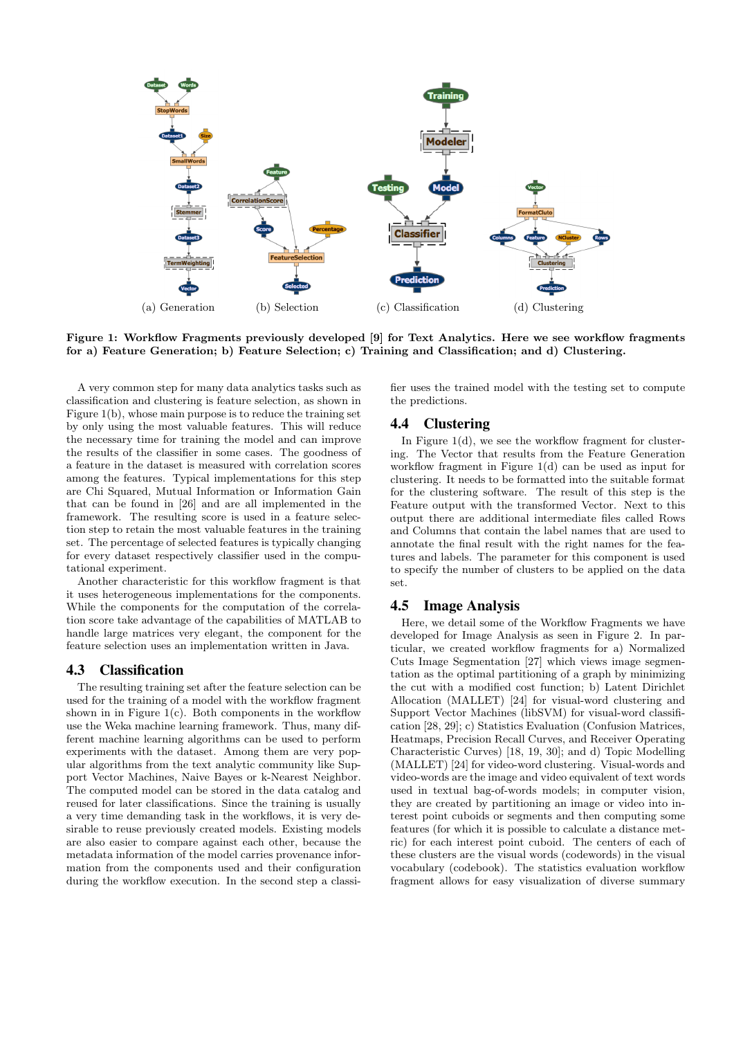Dataset
Words
StopWords
Dataset1
Size
SmallWords
Dataset2
Stemmer
Dataset3
TermWeighting
Vector

(a) Generation

Feature
CorrelationScore
Score
Percentage
FeatureSelection
Selected

(b) Selection

Training
Modeler
Testing
Model
Classifier
Prediction

(c) Classification

Vector
FormatCluto
Columns
Feature
NCluster
Rows
Clustering
Prediction

(d) Clustering

**Figure 1: Workflow Fragments previously developed [9] for Text Analytics. Here we see workflow fragments for a) Feature Generation; b) Feature Selection; c) Training and Classification; and d) Clustering.**

A very common step for many data analytics tasks such as classification and clustering is feature selection, as shown in Figure 1(b), whose main purpose is to reduce the training set by only using the most valuable features. This will reduce the necessary time for training the model and can improve the results of the classifier in some cases. The goodness of a feature in the dataset is measured with correlation scores among the features. Typical implementations for this step are Chi Squared, Mutual Information or Information Gain that can be found in [26] and are all implemented in the framework. The resulting score is used in a feature selection step to retain the most valuable features in the training set. The percentage of selected features is typically changing for every dataset respectively classifier used in the computational experiment.

Another characteristic for this workflow fragment is that it uses heterogeneous implementations for the components. While the components for the computation of the correlation score take advantage of the capabilities of MATLAB to handle large matrices very elegant, the component for the feature selection uses an implementation written in Java.

## 4.3 Classification

The resulting training set after the feature selection can be used for the training of a model with the workflow fragment shown in in Figure 1(c). Both components in the workflow use the Weka machine learning framework. Thus, many different machine learning algorithms can be used to perform experiments with the dataset. Among them are very popular algorithms from the text analytic community like Support Vector Machines, Naive Bayes or k-Nearest Neighbor. The computed model can be stored in the data catalog and reused for later classifications. Since the training is usually a very time demanding task in the workflows, it is very desirable to reuse previously created models. Existing models are also easier to compare against each other, because the metadata information of the model carries provenance information from the components used and their configuration during the workflow execution. In the second step a classifier uses the trained model with the testing set to compute the predictions.

## 4.4 Clustering

In Figure 1(d), we see the workflow fragment for clustering. The Vector that results from the Feature Generation workflow fragment in Figure 1(d) can be used as input for clustering. It needs to be formatted into the suitable format for the clustering software. The result of this step is the Feature output with the transformed Vector. Next to this output there are additional intermediate files called Rows and Columns that contain the label names that are used to annotate the final result with the right names for the features and labels. The parameter for this component is used to specify the number of clusters to be applied on the data set.

## 4.5 Image Analysis

Here, we detail some of the Workflow Fragments we have developed for Image Analysis as seen in Figure 2. In particular, we created workflow fragments for a) Normalized Cuts Image Segmentation [27] which views image segmentation as the optimal partitioning of a graph by minimizing the cut with a modified cost function; b) Latent Dirichlet Allocation (MALLET) [24] for visual-word clustering and Support Vector Machines (libSVM) for visual-word classification [28, 29]; c) Statistics Evaluation (Confusion Matrices, Heatmaps, Precision Recall Curves, and Receiver Operating Characteristic Curves) [18, 19, 30]; and d) Topic Modelling (MALLET) [24] for video-word clustering. Visual-words and video-words are the image and video equivalent of text words used in textual bag-of-words models; in computer vision, they are created by partitioning an image or video into interest point cuboids or segments and then computing some features (for which it is possible to calculate a distance metric) for each interest point cuboid. The centers of each of these clusters are the visual words (codewords) in the visual vocabulary (codebook). The statistics evaluation workflow fragment allows for easy visualization of diverse summary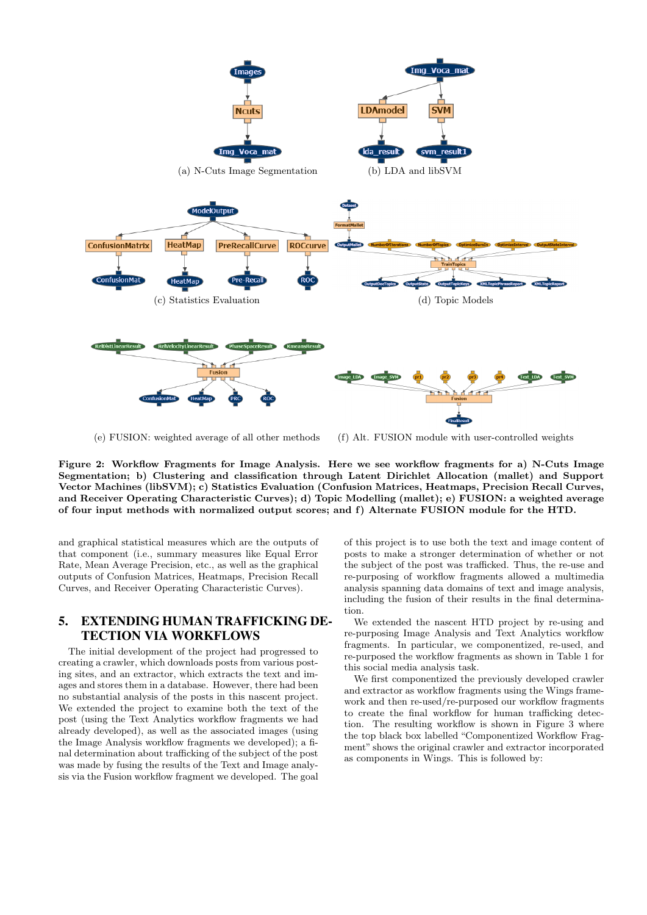(a) N-Cuts Image Segmentation

(b) LDA and libSVM

(c) Statistics Evaluation

(d) Topic Models

(e) FUSION: weighted average of all other methods

(f) Alt. FUSION module with user-controlled weights

**Figure 2: Workflow Fragments for Image Analysis. Here we see workflow fragments for a) N-Cuts Image Segmentation; b) Clustering and classification through Latent Dirichlet Allocation (mallet) and Support Vector Machines (libSVM); c) Statistics Evaluation (Confusion Matrices, Heatmaps, Precision Recall Curves, and Receiver Operating Characteristic Curves); d) Topic Modelling (mallet); e) FUSION: a weighted average of four input methods with normalized output scores; and f) Alternate FUSION module for the HTD.**

and graphical statistical measures which are the outputs of that component (i.e., summary measures like Equal Error Rate, Mean Average Precision, etc., as well as the graphical outputs of Confusion Matrices, Heatmaps, Precision Recall Curves, and Receiver Operating Characteristic Curves).

## 5. EXTENDING HUMAN TRAFFICKING DETECTION VIA WORKFLOWS

The initial development of the project had progressed to creating a crawler, which downloads posts from various posting sites, and an extractor, which extracts the text and images and stores them in a database. However, there had been no substantial analysis of the posts in this nascent project. We extended the project to examine both the text of the post (using the Text Analytics workflow fragments we had already developed), as well as the associated images (using the Image Analysis workflow fragments we developed); a final determination about trafficking of the subject of the post was made by fusing the results of the Text and Image analysis via the Fusion workflow fragment we developed. The goal of this project is to use both the text and image content of posts to make a stronger determination of whether or not the subject of the post was trafficked. Thus, the re-use and re-purposing of workflow fragments allowed a multimedia analysis spanning data domains of text and image analysis, including the fusion of their results in the final determination.

We extended the nascent HTD project by re-using and re-purposing Image Analysis and Text Analytics workflow fragments. In particular, we componentized, re-used, and re-purposed the workflow fragments as shown in Table 1 for this social media analysis task.

We first componentized the previously developed crawler and extractor as workflow fragments using the Wings framework and then re-used/re-purposed our workflow fragments to create the final workflow for human trafficking detection. The resulting workflow is shown in Figure 3 where the top black box labelled "Componentized Workflow Fragment" shows the original crawler and extractor incorporated as components in Wings. This is followed by: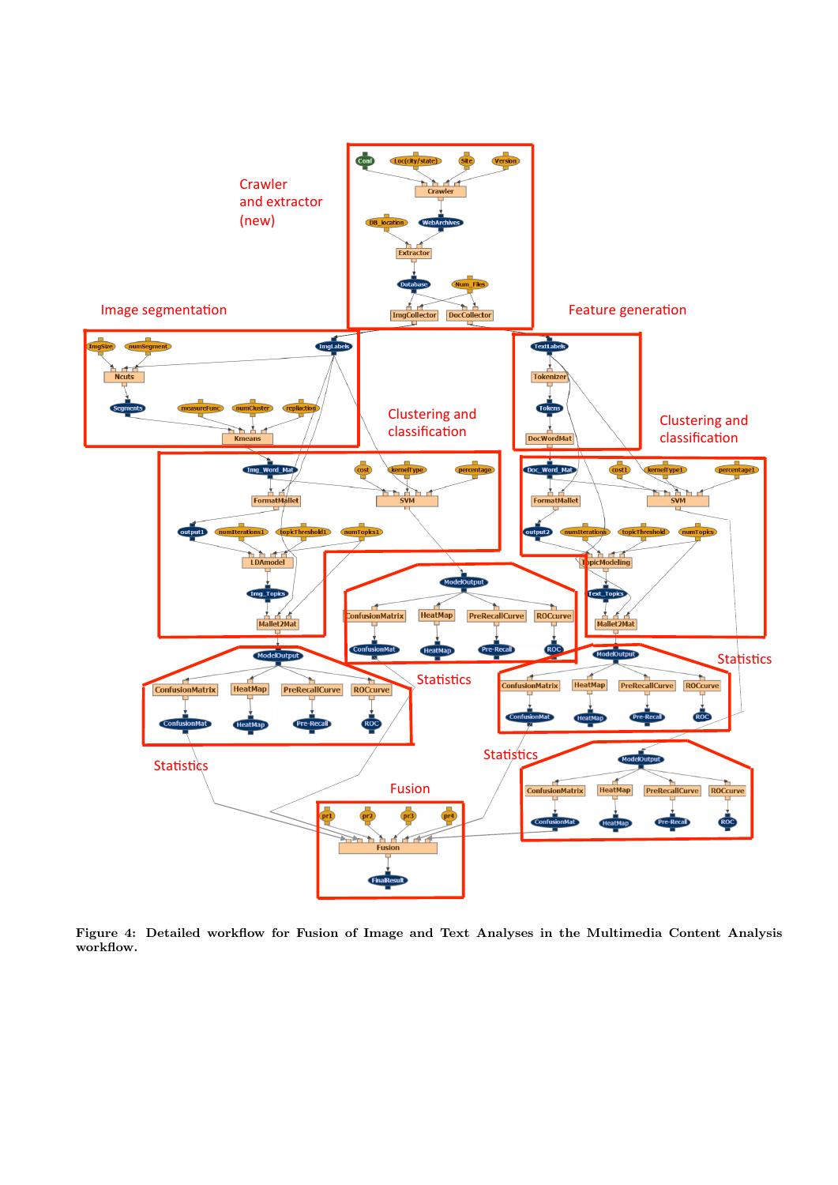Figure 4: Detailed workflow for Fusion of Image and Text Analyses in the Multimedia Content Analysis workflow.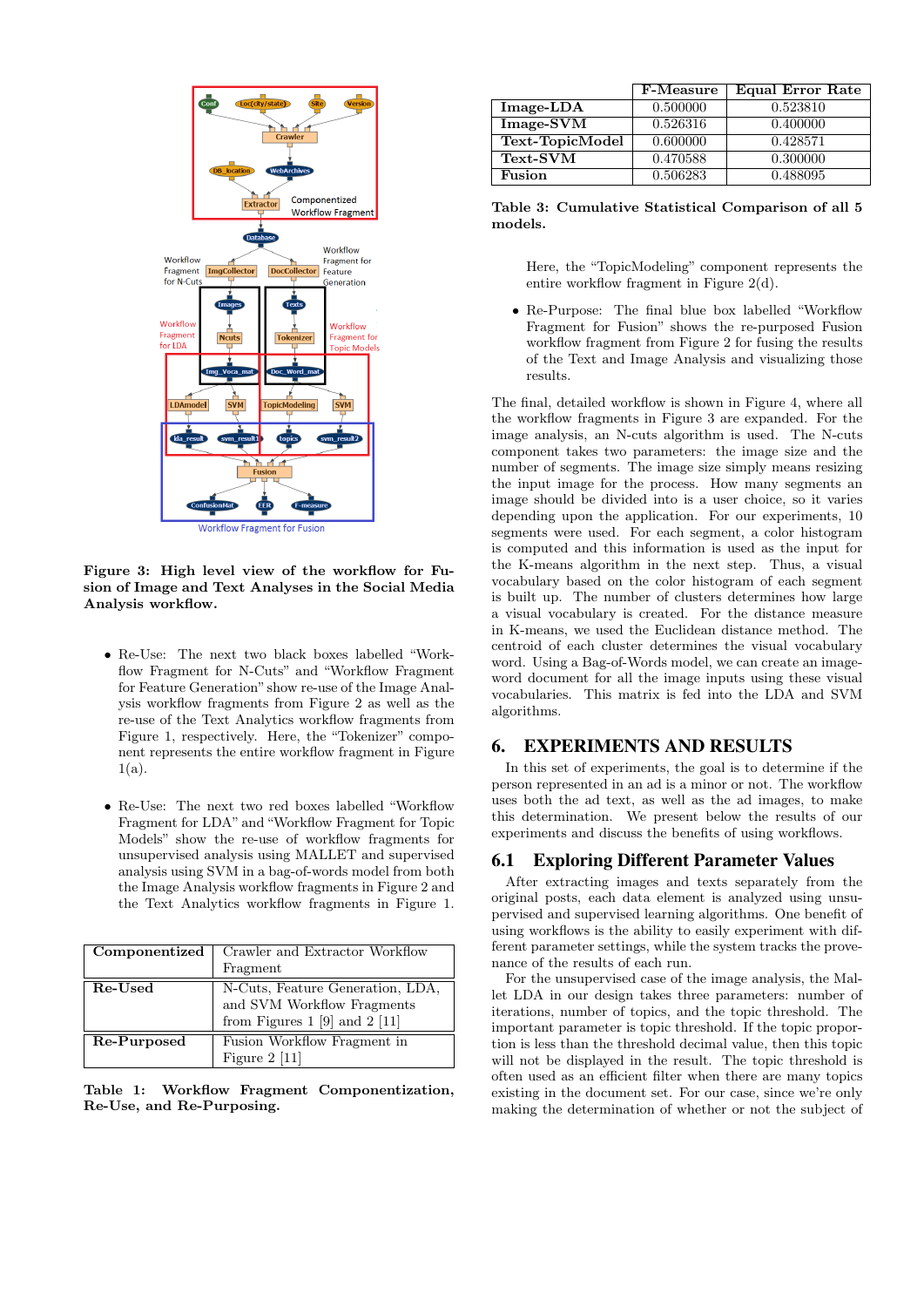Figure 3: High level view of the workflow for Fusion of Image and Text Analyses in the Social Media Analysis workflow.

- Re-Use: The next two black boxes labelled "Workflow Fragment for N-Cuts" and "Workflow Fragment for Feature Generation" show re-use of the Image Analysis workflow fragments from Figure 2 as well as the re-use of the Text Analytics workflow fragments from Figure 1, respectively. Here, the "Tokenizer" component represents the entire workflow fragment in Figure 1(a).

- Re-Use: The next two red boxes labelled "Workflow Fragment for LDA" and "Workflow Fragment for Topic Models" show the re-use of workflow fragments for unsupervised analysis using MALLET and supervised analysis using SVM in a bag-of-words model from both the Image Analysis workflow fragments in Figure 2 and the Text Analytics workflow fragments in Figure 1.

| **Componentized** | Crawler and Extractor Workflow Fragment |
|---|---|
| **Re-Used** | N-Cuts, Feature Generation, LDA, and SVM Workflow Fragments from Figures 1 [9] and 2 [11] |
| **Re-Purposed** | Fusion Workflow Fragment in Figure 2 [11] |

Table 1: Workflow Fragment Componentization, Re-Use, and Re-Purposing.

| | F-Measure | Equal Error Rate |
|---|---|---|
| **Image-LDA** | 0.500000 | 0.523810 |
| **Image-SVM** | 0.526316 | 0.400000 |
| **Text-TopicModel** | 0.600000 | 0.428571 |
| **Text-SVM** | 0.470588 | 0.300000 |
| **Fusion** | 0.506283 | 0.488095 |

Table 3: Cumulative Statistical Comparison of all 5 models.

Here, the "TopicModeling" component represents the entire workflow fragment in Figure 2(d).

- Re-Purpose: The final blue box labelled "Workflow Fragment for Fusion" shows the re-purposed Fusion workflow fragment from Figure 2 for fusing the results of the Text and Image Analysis and visualizing those results.

The final, detailed workflow is shown in Figure 4, where all the workflow fragments in Figure 3 are expanded. For the image analysis, an N-cuts algorithm is used. The N-cuts component takes two parameters: the image size and the number of segments. The image size simply means resizing the input image for the process. How many segments an image should be divided into is a user choice, so it varies depending upon the application. For our experiments, 10 segments were used. For each segment, a color histogram is computed and this information is used as the input for the K-means algorithm in the next step. Thus, a visual vocabulary based on the color histogram of each segment is built up. The number of clusters determines how large a visual vocabulary is created. For the distance measure in K-means, we used the Euclidean distance method. The centroid of each cluster determines the visual vocabulary word. Using a Bag-of-Words model, we can create an image-word document for all the image inputs using these visual vocabularies. This matrix is fed into the LDA and SVM algorithms.

## 6. EXPERIMENTS AND RESULTS

In this set of experiments, the goal is to determine if the person represented in an ad is a minor or not. The workflow uses both the ad text, as well as the ad images, to make this determination. We present below the results of our experiments and discuss the benefits of using workflows.

### 6.1 Exploring Different Parameter Values

After extracting images and texts separately from the original posts, each data element is analyzed using unsupervised and supervised learning algorithms. One benefit of using workflows is the ability to easily experiment with different parameter settings, while the system tracks the provenance of the results of each run.

For the unsupervised case of the image analysis, the Mallet LDA in our design takes three parameters: number of iterations, number of topics, and the topic threshold. The important parameter is topic threshold. If the topic proportion is less than the threshold decimal value, then this topic will not be displayed in the result. The topic threshold is often used as an efficient filter when there are many topics existing in the document set. For our case, since we're only making the determination of whether or not the subject of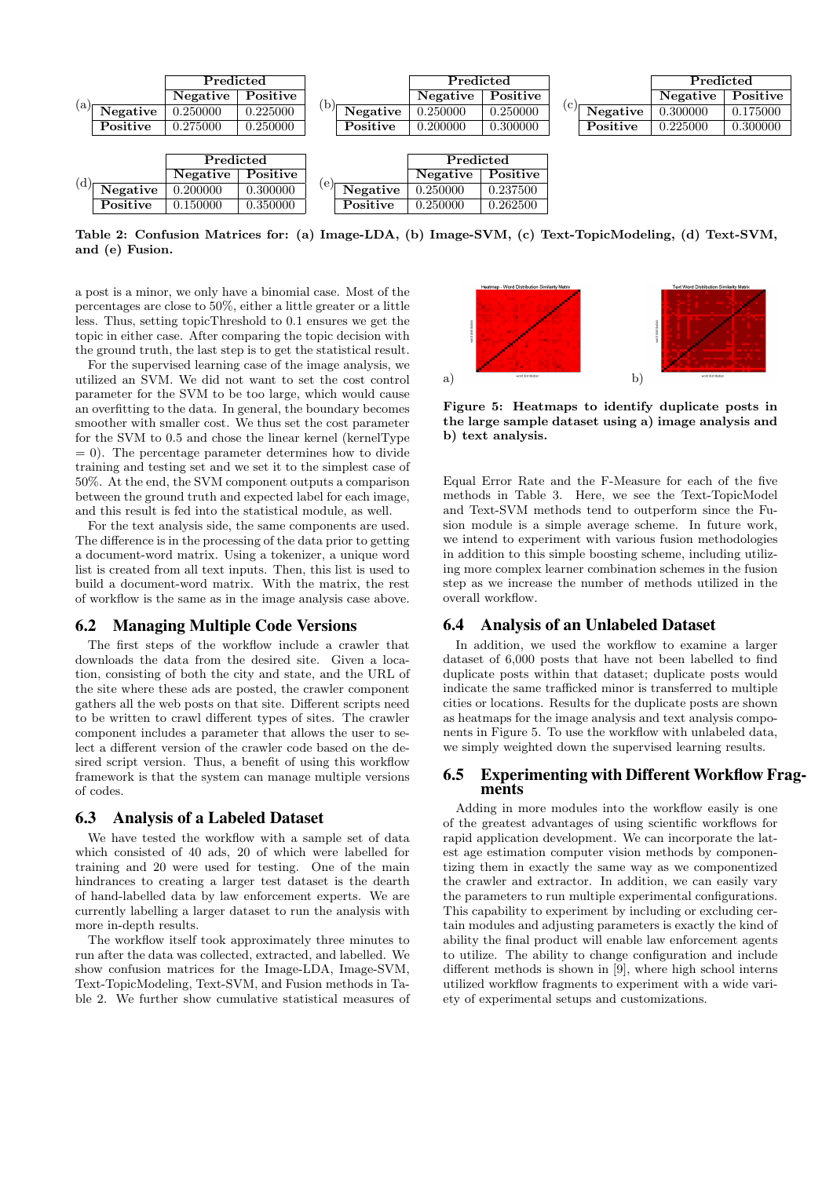(a)

| | Predicted | |
|---|---|---|
| | Negative | Positive |
| Negative | 0.250000 | 0.225000 |
| Positive | 0.275000 | 0.250000 |

(b)

| | Predicted | |
|---|---|---|
| | Negative | Positive |
| Negative | 0.250000 | 0.250000 |
| Positive | 0.200000 | 0.300000 |

(c)

| | Predicted | |
|---|---|---|
| | Negative | Positive |
| Negative | 0.300000 | 0.175000 |
| Positive | 0.225000 | 0.300000 |

(d)

| | Predicted | |
|---|---|---|
| | Negative | Positive |
| Negative | 0.200000 | 0.300000 |
| Positive | 0.150000 | 0.350000 |

(e)

| | Predicted | |
|---|---|---|
| | Negative | Positive |
| Negative | 0.250000 | 0.237500 |
| Positive | 0.250000 | 0.262500 |

**Table 2: Confusion Matrices for: (a) Image-LDA, (b) Image-SVM, (c) Text-TopicModeling, (d) Text-SVM, and (e) Fusion.**

a post is a minor, we only have a binomial case. Most of the percentages are close to 50%, either a little greater or a little less. Thus, setting topicThreshold to 0.1 ensures we get the topic in either case. After comparing the topic decision with the ground truth, the last step is to get the statistical result.

For the supervised learning case of the image analysis, we utilized an SVM. We did not want to set the cost control parameter for the SVM to be too large, which would cause an overfitting to the data. In general, the boundary becomes smoother with smaller cost. We thus set the cost parameter for the SVM to 0.5 and chose the linear kernel (kernelType = 0). The percentage parameter determines how to divide training and testing set and we set it to the simplest case of 50%. At the end, the SVM component outputs a comparison between the ground truth and expected label for each image, and this result is fed into the statistical module, as well.

For the text analysis side, the same components are used. The difference is in the processing of the data prior to getting a document-word matrix. Using a tokenizer, a unique word list is created from all text inputs. Then, this list is used to build a document-word matrix. With the matrix, the rest of workflow is the same as in the image analysis case above.

## 6.2 Managing Multiple Code Versions

The first steps of the workflow include a crawler that downloads the data from the desired site. Given a location, consisting of both the city and state, and the URL of the site where these ads are posted, the crawler component gathers all the web posts on that site. Different scripts need to be written to crawl different types of sites. The crawler component includes a parameter that allows the user to select a different version of the crawler code based on the desired script version. Thus, a benefit of using this workflow framework is that the system can manage multiple versions of codes.

## 6.3 Analysis of a Labeled Dataset

We have tested the workflow with a sample set of data which consisted of 40 ads, 20 of which were labelled for training and 20 were used for testing. One of the main hindrances to creating a larger test dataset is the dearth of hand-labelled data by law enforcement experts. We are currently labelling a larger dataset to run the analysis with more in-depth results.

The workflow itself took approximately three minutes to run after the data was collected, extracted, and labelled. We show confusion matrices for the Image-LDA, Image-SVM, Text-TopicModeling, Text-SVM, and Fusion methods in Table 2. We further show cumulative statistical measures of Equal Error Rate and the F-Measure for each of the five methods in Table 3. Here, we see the Text-TopicModel and Text-SVM methods tend to outperform since the Fusion module is a simple average scheme. In future work, we intend to experiment with various fusion methodologies in addition to this simple boosting scheme, including utilizing more complex learner combination schemes in the fusion step as we increase the number of methods utilized in the overall workflow.

a) b)

**Figure 5: Heatmaps to identify duplicate posts in the large sample dataset using a) image analysis and b) text analysis.**

## 6.4 Analysis of an Unlabeled Dataset

In addition, we used the workflow to examine a larger dataset of 6,000 posts that have not been labelled to find duplicate posts within that dataset; duplicate posts would indicate the same trafficked minor is transferred to multiple cities or locations. Results for the duplicate posts are shown as heatmaps for the image analysis and text analysis components in Figure 5. To use the workflow with unlabeled data, we simply weighted down the supervised learning results.

## 6.5 Experimenting with Different Workflow Fragments

Adding in more modules into the workflow easily is one of the greatest advantages of using scientific workflows for rapid application development. We can incorporate the latest age estimation computer vision methods by componentizing them in exactly the same way as we componentized the crawler and extractor. In addition, we can easily vary the parameters to run multiple experimental configurations. This capability to experiment by including or excluding certain modules and adjusting parameters is exactly the kind of ability the final product will enable law enforcement agents to utilize. The ability to change configuration and include different methods is shown in [9], where high school interns utilized workflow fragments to experiment with a wide variety of experimental setups and customizations.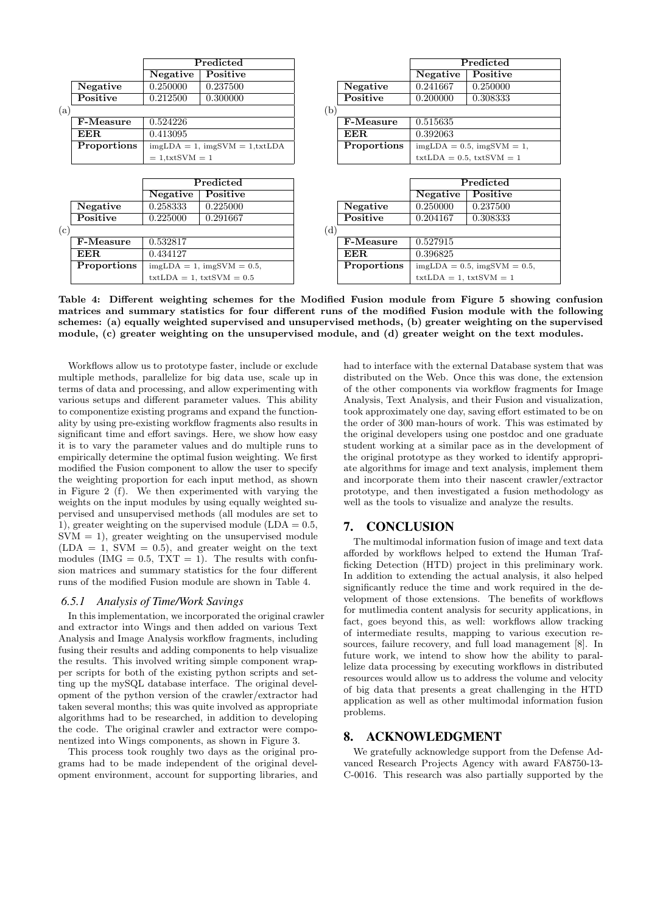(a)

| | Predicted | |
|---|---|---|
| | **Negative** | **Positive** |
| **Negative** | 0.250000 | 0.237500 |
| **Positive** | 0.212500 | 0.300000 |
| **F-Measure** | 0.524226 | |
| **EER** | 0.413095 | |
| **Proportions** | imgLDA = 1, imgSVM = 1,txtLDA = 1,txtSVM = 1 | |

(b)

| | Predicted | |
|---|---|---|
| | **Negative** | **Positive** |
| **Negative** | 0.241667 | 0.250000 |
| **Positive** | 0.200000 | 0.308333 |
| **F-Measure** | 0.515635 | |
| **EER** | 0.392063 | |
| **Proportions** | imgLDA = 0.5, imgSVM = 1, txtLDA = 0.5, txtSVM = 1 | |

(c)

| | Predicted | |
|---|---|---|
| | **Negative** | **Positive** |
| **Negative** | 0.258333 | 0.225000 |
| **Positive** | 0.225000 | 0.291667 |
| **F-Measure** | 0.532817 | |
| **EER** | 0.434127 | |
| **Proportions** | imgLDA = 1, imgSVM = 0.5, txtLDA = 1, txtSVM = 0.5 | |

(d)

| | Predicted | |
|---|---|---|
| | **Negative** | **Positive** |
| **Negative** | 0.250000 | 0.237500 |
| **Positive** | 0.204167 | 0.308333 |
| **F-Measure** | 0.527915 | |
| **EER** | 0.396825 | |
| **Proportions** | imgLDA = 0.5, imgSVM = 0.5, txtLDA = 1, txtSVM = 1 | |

**Table 4: Different weighting schemes for the Modified Fusion module from Figure 5 showing confusion matrices and summary statistics for four different runs of the modified Fusion module with the following schemes: (a) equally weighted supervised and unsupervised methods, (b) greater weighting on the supervised module, (c) greater weighting on the unsupervised module, and (d) greater weight on the text modules.**

Workflows allow us to prototype faster, include or exclude multiple methods, parallelize for big data use, scale up in terms of data and processing, and allow experimenting with various setups and different parameter values. This ability to componentize existing programs and expand the functionality by using pre-existing workflow fragments also results in significant time and effort savings. Here, we show how easy it is to vary the parameter values and do multiple runs to empirically determine the optimal fusion weighting. We first modified the Fusion component to allow the user to specify the weighting proportion for each input method, as shown in Figure 2 (f). We then experimented with varying the weights on the input modules by using equally weighted supervised and unsupervised methods (all modules are set to 1), greater weighting on the supervised module (LDA = 0.5, SVM = 1), greater weighting on the unsupervised module (LDA = 1, SVM = 0.5), and greater weight on the text modules (IMG = 0.5, TXT = 1). The results with confusion matrices and summary statistics for the four different runs of the modified Fusion module are shown in Table 4.

### *6.5.1 Analysis of Time/Work Savings*

In this implementation, we incorporated the original crawler and extractor into Wings and then added on various Text Analysis and Image Analysis workflow fragments, including fusing their results and adding components to help visualize the results. This involved writing simple component wrapper scripts for both of the existing python scripts and setting up the mySQL database interface. The original development of the python version of the crawler/extractor had taken several months; this was quite involved as appropriate algorithms had to be researched, in addition to developing the code. The original crawler and extractor were componentized into Wings components, as shown in Figure 3.

This process took roughly two days as the original programs had to be made independent of the original development environment, account for supporting libraries, and had to interface with the external Database system that was distributed on the Web. Once this was done, the extension of the other components via workflow fragments for Image Analysis, Text Analysis, and their Fusion and visualization, took approximately one day, saving effort estimated to be on the order of 300 man-hours of work. This was estimated by the original developers using one postdoc and one graduate student working at a similar pace as in the development of the original prototype as they worked to identify appropriate algorithms for image and text analysis, implement them and incorporate them into their nascent crawler/extractor prototype, and then investigated a fusion methodology as well as the tools to visualize and analyze the results.

## 7. CONCLUSION

The multimodal information fusion of image and text data afforded by workflows helped to extend the Human Trafficking Detection (HTD) project in this preliminary work. In addition to extending the actual analysis, it also helped significantly reduce the time and work required in the development of those extensions. The benefits of workflows for mutlimedia content analysis for security applications, in fact, goes beyond this, as well: workflows allow tracking of intermediate results, mapping to various execution resources, failure recovery, and full load management [8]. In future work, we intend to show how the ability to parallelize data processing by executing workflows in distributed resources would allow us to address the volume and velocity of big data that presents a great challenging in the HTD application as well as other multimodal information fusion problems.

## 8. ACKNOWLEDGMENT

We gratefully acknowledge support from the Defense Advanced Research Projects Agency with award FA8750-13-C-0016. This research was also partially supported by the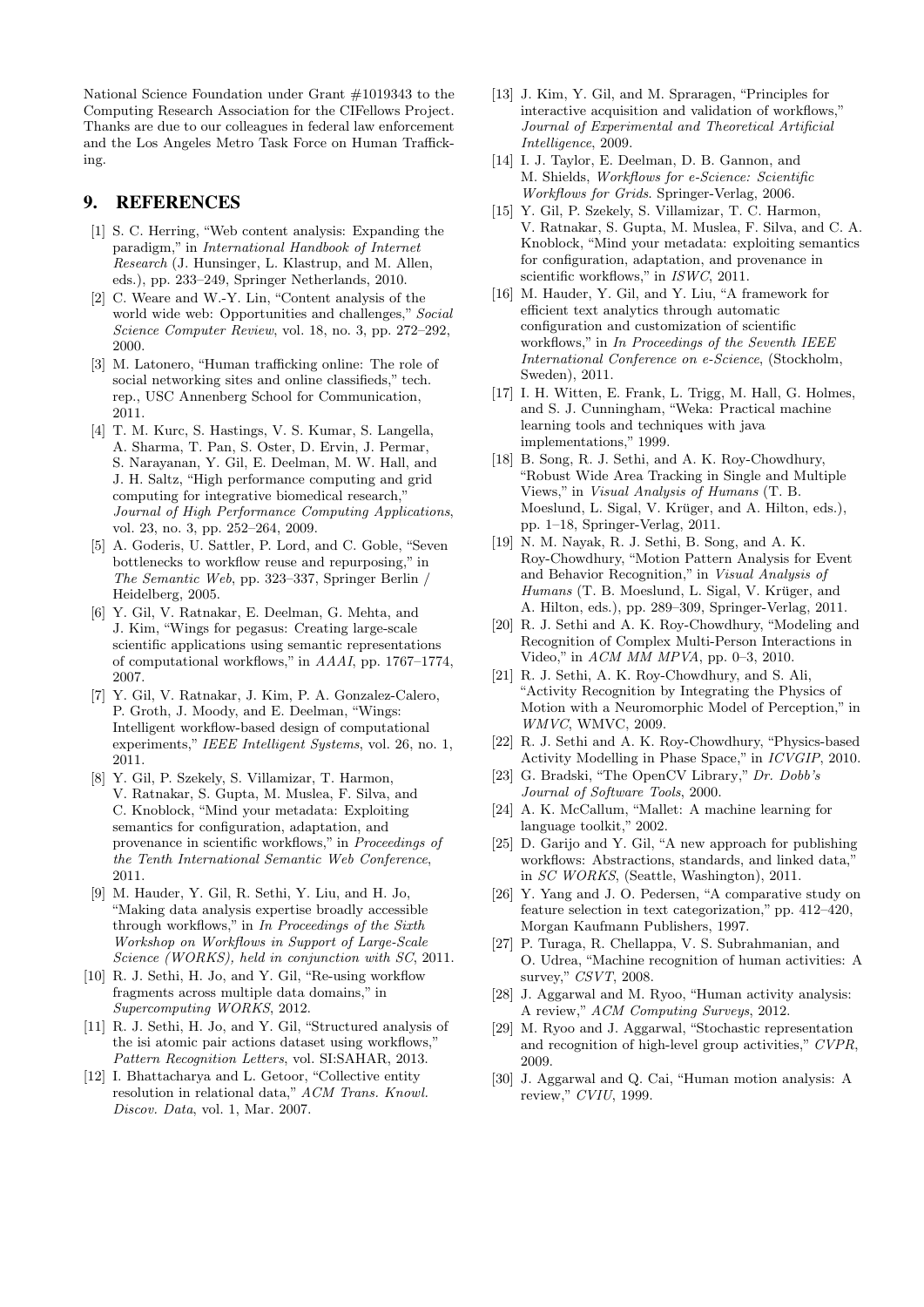National Science Foundation under Grant #1019343 to the Computing Research Association for the CIFellows Project. Thanks are due to our colleagues in federal law enforcement and the Los Angeles Metro Task Force on Human Trafficking.

## 9. REFERENCES

[1] S. C. Herring, "Web content analysis: Expanding the paradigm," in *International Handbook of Internet Research* (J. Hunsinger, L. Klastrup, and M. Allen, eds.), pp. 233–249, Springer Netherlands, 2010.

[2] C. Weare and W.-Y. Lin, "Content analysis of the world wide web: Opportunities and challenges," *Social Science Computer Review*, vol. 18, no. 3, pp. 272–292, 2000.

[3] M. Latonero, "Human trafficking online: The role of social networking sites and online classifieds," tech. rep., USC Annenberg School for Communication, 2011.

[4] T. M. Kurc, S. Hastings, V. S. Kumar, S. Langella, A. Sharma, T. Pan, S. Oster, D. Ervin, J. Permar, S. Narayanan, Y. Gil, E. Deelman, M. W. Hall, and J. H. Saltz, "High performance computing and grid computing for integrative biomedical research," *Journal of High Performance Computing Applications*, vol. 23, no. 3, pp. 252–264, 2009.

[5] A. Goderis, U. Sattler, P. Lord, and C. Goble, "Seven bottlenecks to workflow reuse and repurposing," in *The Semantic Web*, pp. 323–337, Springer Berlin / Heidelberg, 2005.

[6] Y. Gil, V. Ratnakar, E. Deelman, G. Mehta, and J. Kim, "Wings for pegasus: Creating large-scale scientific applications using semantic representations of computational workflows," in *AAAI*, pp. 1767–1774, 2007.

[7] Y. Gil, V. Ratnakar, J. Kim, P. A. Gonzalez-Calero, P. Groth, J. Moody, and E. Deelman, "Wings: Intelligent workflow-based design of computational experiments," *IEEE Intelligent Systems*, vol. 26, no. 1, 2011.

[8] Y. Gil, P. Szekely, S. Villamizar, T. Harmon, V. Ratnakar, S. Gupta, M. Muslea, F. Silva, and C. Knoblock, "Mind your metadata: Exploiting semantics for configuration, adaptation, and provenance in scientific workflows," in *Proceedings of the Tenth International Semantic Web Conference*, 2011.

[9] M. Hauder, Y. Gil, R. Sethi, Y. Liu, and H. Jo, "Making data analysis expertise broadly accessible through workflows," in *In Proceedings of the Sixth Workshop on Workflows in Support of Large-Scale Science (WORKS), held in conjunction with SC*, 2011.

[10] R. J. Sethi, H. Jo, and Y. Gil, "Re-using workflow fragments across multiple data domains," in *Supercomputing WORKS*, 2012.

[11] R. J. Sethi, H. Jo, and Y. Gil, "Structured analysis of the isi atomic pair actions dataset using workflows," *Pattern Recognition Letters*, vol. SI:SAHAR, 2013.

[12] I. Bhattacharya and L. Getoor, "Collective entity resolution in relational data," *ACM Trans. Knowl. Discov. Data*, vol. 1, Mar. 2007.

[13] J. Kim, Y. Gil, and M. Spraragen, "Principles for interactive acquisition and validation of workflows," *Journal of Experimental and Theoretical Artificial Intelligence*, 2009.

[14] I. J. Taylor, E. Deelman, D. B. Gannon, and M. Shields, *Workflows for e-Science: Scientific Workflows for Grids*. Springer-Verlag, 2006.

[15] Y. Gil, P. Szekely, S. Villamizar, T. C. Harmon, V. Ratnakar, S. Gupta, M. Muslea, F. Silva, and C. A. Knoblock, "Mind your metadata: exploiting semantics for configuration, adaptation, and provenance in scientific workflows," in *ISWC*, 2011.

[16] M. Hauder, Y. Gil, and Y. Liu, "A framework for efficient text analytics through automatic configuration and customization of scientific workflows," in *In Proceedings of the Seventh IEEE International Conference on e-Science*, (Stockholm, Sweden), 2011.

[17] I. H. Witten, E. Frank, L. Trigg, M. Hall, G. Holmes, and S. J. Cunningham, "Weka: Practical machine learning tools and techniques with java implementations," 1999.

[18] B. Song, R. J. Sethi, and A. K. Roy-Chowdhury, "Robust Wide Area Tracking in Single and Multiple Views," in *Visual Analysis of Humans* (T. B. Moeslund, L. Sigal, V. Krüger, and A. Hilton, eds.), pp. 1–18, Springer-Verlag, 2011.

[19] N. M. Nayak, R. J. Sethi, B. Song, and A. K. Roy-Chowdhury, "Motion Pattern Analysis for Event and Behavior Recognition," in *Visual Analysis of Humans* (T. B. Moeslund, L. Sigal, V. Krüger, and A. Hilton, eds.), pp. 289–309, Springer-Verlag, 2011.

[20] R. J. Sethi and A. K. Roy-Chowdhury, "Modeling and Recognition of Complex Multi-Person Interactions in Video," in *ACM MM MPVA*, pp. 0–3, 2010.

[21] R. J. Sethi, A. K. Roy-Chowdhury, and S. Ali, "Activity Recognition by Integrating the Physics of Motion with a Neuromorphic Model of Perception," in *WMVC*, WMVC, 2009.

[22] R. J. Sethi and A. K. Roy-Chowdhury, "Physics-based Activity Modelling in Phase Space," in *ICVGIP*, 2010.

[23] G. Bradski, "The OpenCV Library," *Dr. Dobb's Journal of Software Tools*, 2000.

[24] A. K. McCallum, "Mallet: A machine learning for language toolkit," 2002.

[25] D. Garijo and Y. Gil, "A new approach for publishing workflows: Abstractions, standards, and linked data," in *SC WORKS*, (Seattle, Washington), 2011.

[26] Y. Yang and J. O. Pedersen, "A comparative study on feature selection in text categorization," pp. 412–420, Morgan Kaufmann Publishers, 1997.

[27] P. Turaga, R. Chellappa, V. S. Subrahmanian, and O. Udrea, "Machine recognition of human activities: A survey," *CSVT*, 2008.

[28] J. Aggarwal and M. Ryoo, "Human activity analysis: A review," *ACM Computing Surveys*, 2012.

[29] M. Ryoo and J. Aggarwal, "Stochastic representation and recognition of high-level group activities," *CVPR*, 2009.

[30] J. Aggarwal and Q. Cai, "Human motion analysis: A review," *CVIU*, 1999.